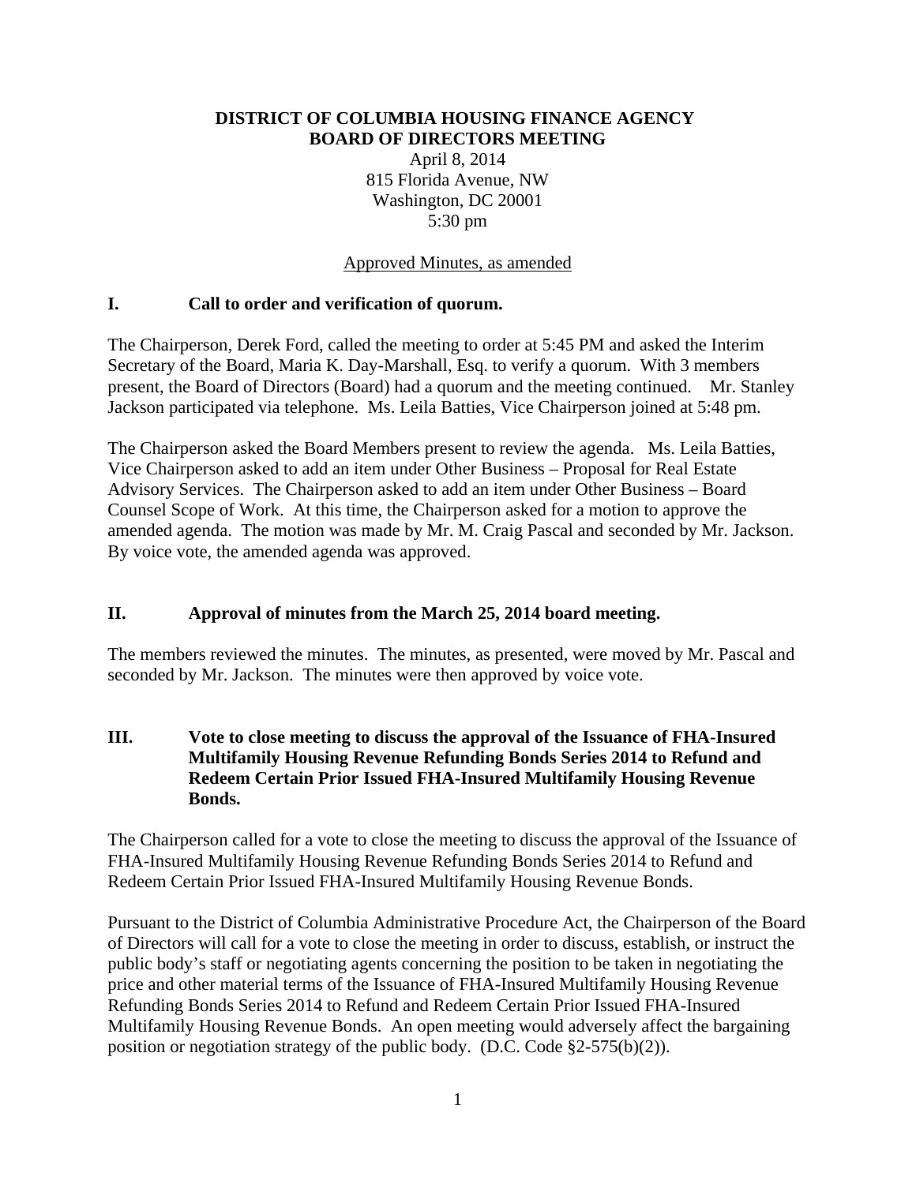**DISTRICT OF COLUMBIA HOUSING FINANCE AGENCY**
**BOARD OF DIRECTORS MEETING**

April 8, 2014
815 Florida Avenue, NW
Washington, DC 20001
5:30 pm

Approved Minutes, as amended

## I. Call to order and verification of quorum.

The Chairperson, Derek Ford, called the meeting to order at 5:45 PM and asked the Interim Secretary of the Board, Maria K. Day-Marshall, Esq. to verify a quorum. With 3 members present, the Board of Directors (Board) had a quorum and the meeting continued. Mr. Stanley Jackson participated via telephone. Ms. Leila Batties, Vice Chairperson joined at 5:48 pm.

The Chairperson asked the Board Members present to review the agenda. Ms. Leila Batties, Vice Chairperson asked to add an item under Other Business – Proposal for Real Estate Advisory Services. The Chairperson asked to add an item under Other Business – Board Counsel Scope of Work. At this time, the Chairperson asked for a motion to approve the amended agenda. The motion was made by Mr. M. Craig Pascal and seconded by Mr. Jackson. By voice vote, the amended agenda was approved.

## II. Approval of minutes from the March 25, 2014 board meeting.

The members reviewed the minutes. The minutes, as presented, were moved by Mr. Pascal and seconded by Mr. Jackson. The minutes were then approved by voice vote.

## III. Vote to close meeting to discuss the approval of the Issuance of FHA-Insured Multifamily Housing Revenue Refunding Bonds Series 2014 to Refund and Redeem Certain Prior Issued FHA-Insured Multifamily Housing Revenue Bonds.

The Chairperson called for a vote to close the meeting to discuss the approval of the Issuance of FHA-Insured Multifamily Housing Revenue Refunding Bonds Series 2014 to Refund and Redeem Certain Prior Issued FHA-Insured Multifamily Housing Revenue Bonds.

Pursuant to the District of Columbia Administrative Procedure Act, the Chairperson of the Board of Directors will call for a vote to close the meeting in order to discuss, establish, or instruct the public body's staff or negotiating agents concerning the position to be taken in negotiating the price and other material terms of the Issuance of FHA-Insured Multifamily Housing Revenue Refunding Bonds Series 2014 to Refund and Redeem Certain Prior Issued FHA-Insured Multifamily Housing Revenue Bonds. An open meeting would adversely affect the bargaining position or negotiation strategy of the public body. (D.C. Code §2-575(b)(2)).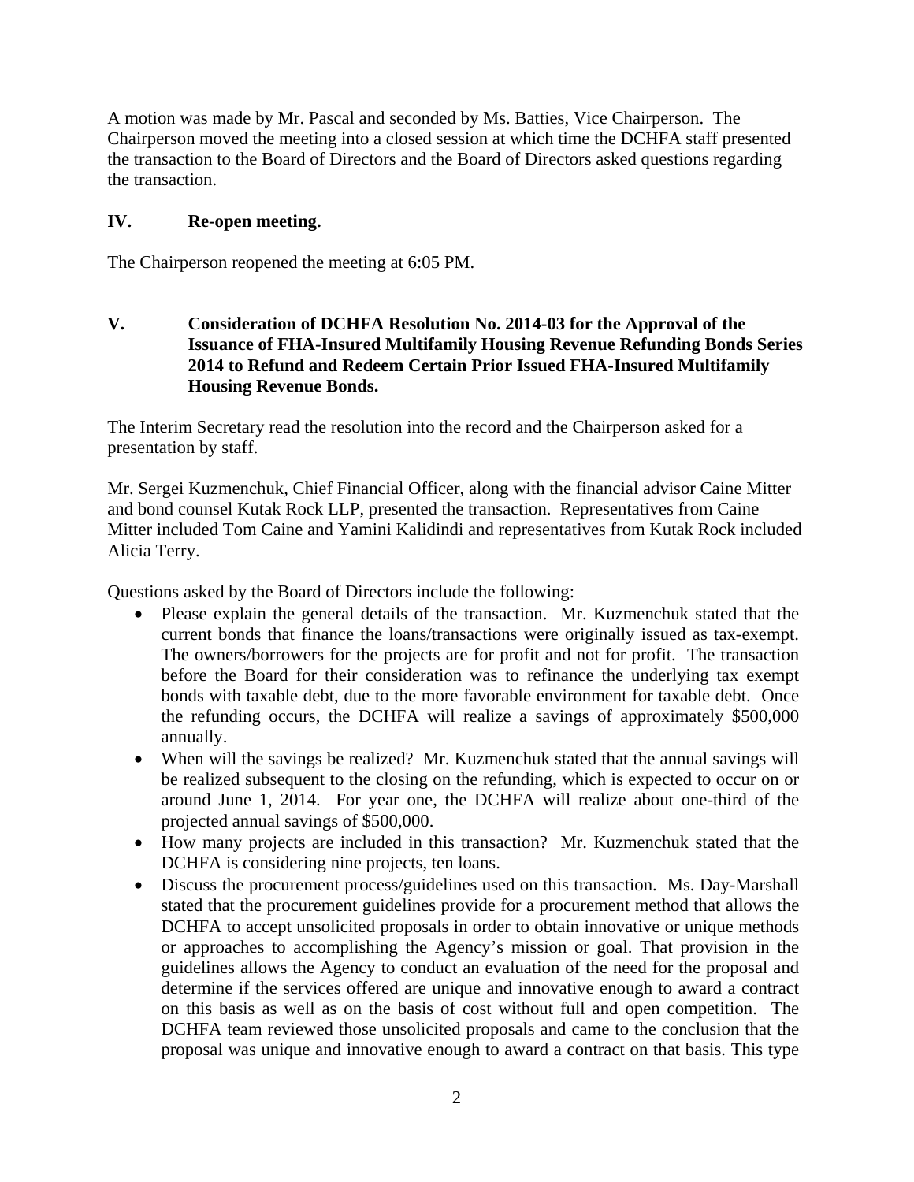A motion was made by Mr. Pascal and seconded by Ms. Batties, Vice Chairperson. The Chairperson moved the meeting into a closed session at which time the DCHFA staff presented the transaction to the Board of Directors and the Board of Directors asked questions regarding the transaction.

## IV. Re-open meeting.

The Chairperson reopened the meeting at 6:05 PM.

## V. Consideration of DCHFA Resolution No. 2014-03 for the Approval of the Issuance of FHA-Insured Multifamily Housing Revenue Refunding Bonds Series 2014 to Refund and Redeem Certain Prior Issued FHA-Insured Multifamily Housing Revenue Bonds.

The Interim Secretary read the resolution into the record and the Chairperson asked for a presentation by staff.

Mr. Sergei Kuzmenchuk, Chief Financial Officer, along with the financial advisor Caine Mitter and bond counsel Kutak Rock LLP, presented the transaction. Representatives from Caine Mitter included Tom Caine and Yamini Kalidindi and representatives from Kutak Rock included Alicia Terry.

Questions asked by the Board of Directors include the following:

- Please explain the general details of the transaction. Mr. Kuzmenchuk stated that the current bonds that finance the loans/transactions were originally issued as tax-exempt. The owners/borrowers for the projects are for profit and not for profit. The transaction before the Board for their consideration was to refinance the underlying tax exempt bonds with taxable debt, due to the more favorable environment for taxable debt. Once the refunding occurs, the DCHFA will realize a savings of approximately $500,000 annually.
- When will the savings be realized? Mr. Kuzmenchuk stated that the annual savings will be realized subsequent to the closing on the refunding, which is expected to occur on or around June 1, 2014. For year one, the DCHFA will realize about one-third of the projected annual savings of $500,000.
- How many projects are included in this transaction? Mr. Kuzmenchuk stated that the DCHFA is considering nine projects, ten loans.
- Discuss the procurement process/guidelines used on this transaction. Ms. Day-Marshall stated that the procurement guidelines provide for a procurement method that allows the DCHFA to accept unsolicited proposals in order to obtain innovative or unique methods or approaches to accomplishing the Agency's mission or goal. That provision in the guidelines allows the Agency to conduct an evaluation of the need for the proposal and determine if the services offered are unique and innovative enough to award a contract on this basis as well as on the basis of cost without full and open competition. The DCHFA team reviewed those unsolicited proposals and came to the conclusion that the proposal was unique and innovative enough to award a contract on that basis. This type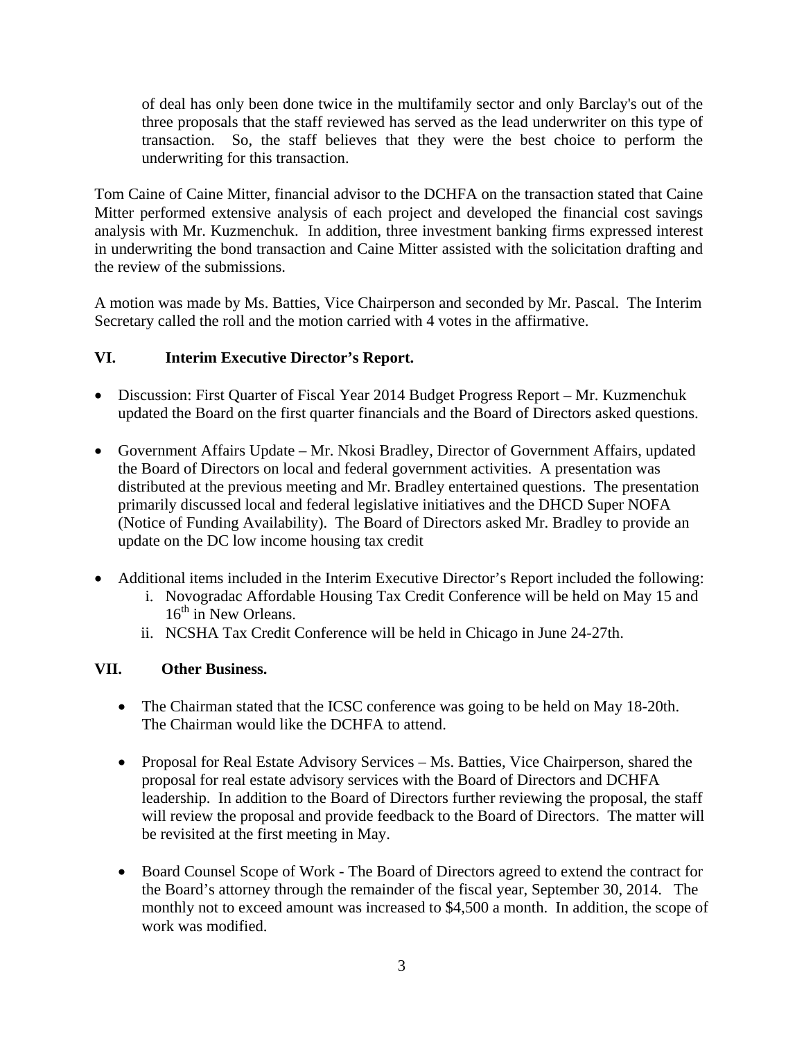of deal has only been done twice in the multifamily sector and only Barclay's out of the three proposals that the staff reviewed has served as the lead underwriter on this type of transaction. So, the staff believes that they were the best choice to perform the underwriting for this transaction.

Tom Caine of Caine Mitter, financial advisor to the DCHFA on the transaction stated that Caine Mitter performed extensive analysis of each project and developed the financial cost savings analysis with Mr. Kuzmenchuk. In addition, three investment banking firms expressed interest in underwriting the bond transaction and Caine Mitter assisted with the solicitation drafting and the review of the submissions.

A motion was made by Ms. Batties, Vice Chairperson and seconded by Mr. Pascal. The Interim Secretary called the roll and the motion carried with 4 votes in the affirmative.

## VI. Interim Executive Director's Report.

- Discussion: First Quarter of Fiscal Year 2014 Budget Progress Report – Mr. Kuzmenchuk updated the Board on the first quarter financials and the Board of Directors asked questions.

- Government Affairs Update – Mr. Nkosi Bradley, Director of Government Affairs, updated the Board of Directors on local and federal government activities. A presentation was distributed at the previous meeting and Mr. Bradley entertained questions. The presentation primarily discussed local and federal legislative initiatives and the DHCD Super NOFA (Notice of Funding Availability). The Board of Directors asked Mr. Bradley to provide an update on the DC low income housing tax credit

- Additional items included in the Interim Executive Director's Report included the following:
    - i. Novogradac Affordable Housing Tax Credit Conference will be held on May 15 and 16th in New Orleans.
    - ii. NCSHA Tax Credit Conference will be held in Chicago in June 24-27th.

## VII. Other Business.

- The Chairman stated that the ICSC conference was going to be held on May 18-20th. The Chairman would like the DCHFA to attend.

- Proposal for Real Estate Advisory Services – Ms. Batties, Vice Chairperson, shared the proposal for real estate advisory services with the Board of Directors and DCHFA leadership. In addition to the Board of Directors further reviewing the proposal, the staff will review the proposal and provide feedback to the Board of Directors. The matter will be revisited at the first meeting in May.

- Board Counsel Scope of Work - The Board of Directors agreed to extend the contract for the Board's attorney through the remainder of the fiscal year, September 30, 2014. The monthly not to exceed amount was increased to $4,500 a month. In addition, the scope of work was modified.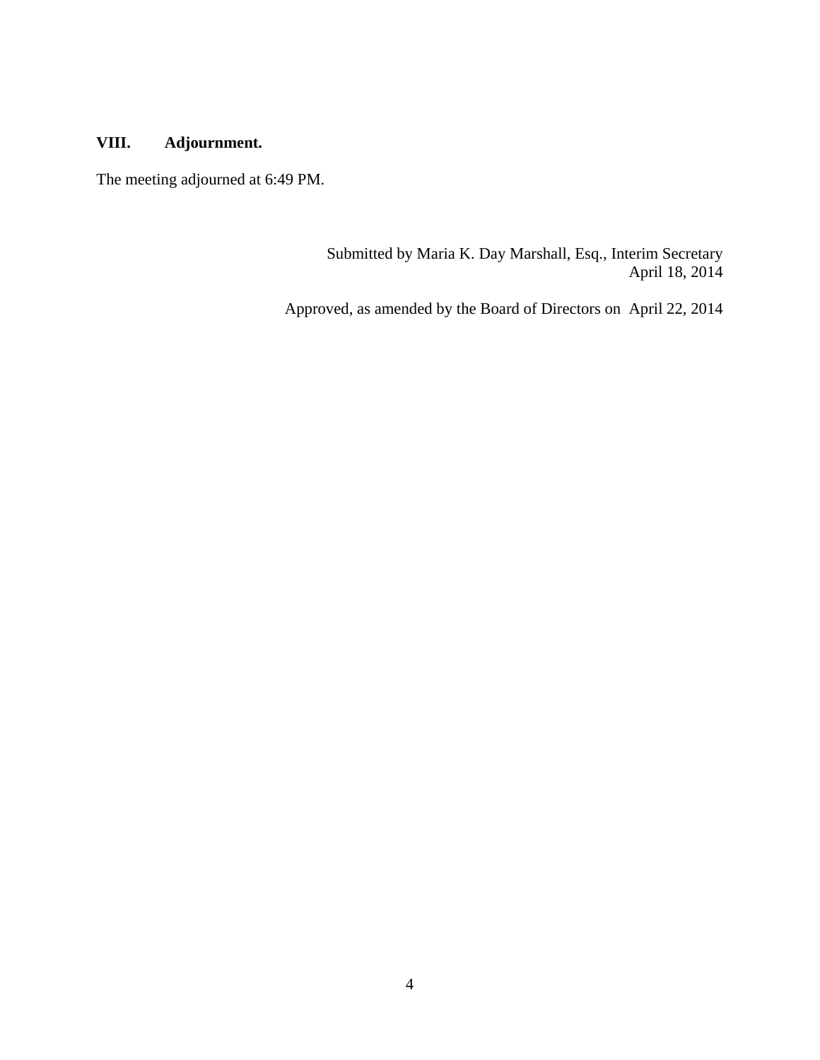## VIII. Adjournment.

The meeting adjourned at 6:49 PM.

Submitted by Maria K. Day Marshall, Esq., Interim Secretary
April 18, 2014

Approved, as amended by the Board of Directors on April 22, 2014